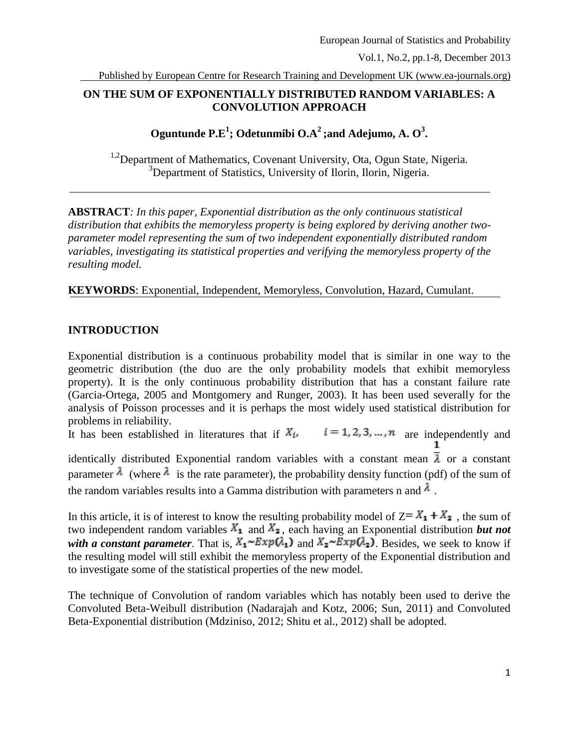# ON THE SUM OF EXPONENTIALLY DISTRIBUTED RANDOM VARIABLES: A CONVOLUTION APPROACH

**Oguntunde P.E[1]; Odetunmibi O.A[2] ;and Adejumo, A. O[3].**

[1,2]Department of Mathematics, Covenant University, Ota, Ogun State, Nigeria.
[3]Department of Statistics, University of Ilorin, Ilorin, Nigeria.

---

**ABSTRACT**: *In this paper, Exponential distribution as the only continuous statistical distribution that exhibits the memoryless property is being explored by deriving another two-parameter model representing the sum of two independent exponentially distributed random variables, investigating its statistical properties and verifying the memoryless property of the resulting model.*

**KEYWORDS**: Exponential, Independent, Memoryless, Convolution, Hazard, Cumulant.

## INTRODUCTION

Exponential distribution is a continuous probability model that is similar in one way to the geometric distribution (the duo are the only probability models that exhibit memoryless property). It is the only continuous probability distribution that has a constant failure rate (Garcia-Ortega, 2005 and Montgomery and Runger, 2003). It has been used severally for the analysis of Poisson processes and it is perhaps the most widely used statistical distribution for problems in reliability.

It has been established in literatures that if $X_i, \quad i = 1, 2, 3, \dots, n$ are independently and identically distributed Exponential random variables with a constant mean $\frac{1}{\lambda}$ or a constant parameter $\lambda$ (where $\lambda$ is the rate parameter), the probability density function (pdf) of the sum of the random variables results into a Gamma distribution with parameters n and $\lambda$.

In this article, it is of interest to know the resulting probability model of $Z = X_1 + X_2$, the sum of two independent random variables $X_1$ and $X_2$, each having an Exponential distribution ***but not with a constant parameter***. That is, $X_1 \sim Exp(\lambda_1)$ and $X_2 \sim Exp(\lambda_2)$. Besides, we seek to know if the resulting model will still exhibit the memoryless property of the Exponential distribution and to investigate some of the statistical properties of the new model.

The technique of Convolution of random variables which has notably been used to derive the Convoluted Beta-Weibull distribution (Nadarajah and Kotz, 2006; Sun, 2011) and Convoluted Beta-Exponential distribution (Mdziniso, 2012; Shitu et al., 2012) shall be adopted.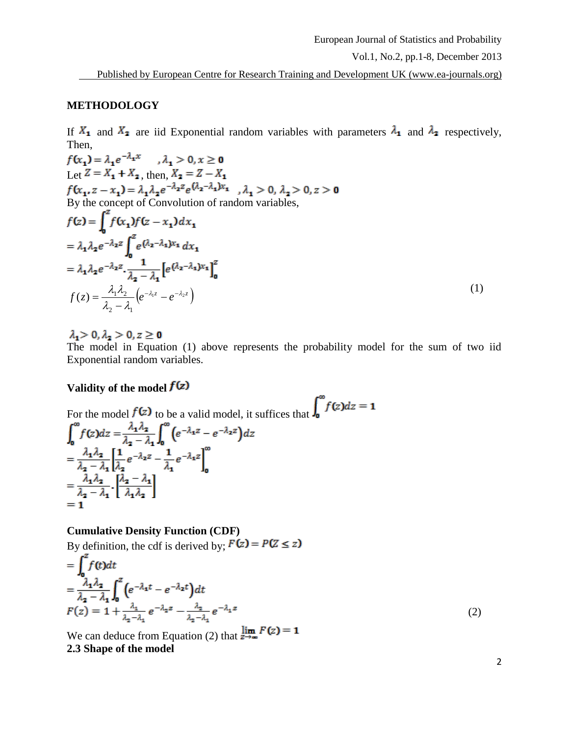## METHODOLOGY

If $X_1$ and $X_2$ are iid Exponential random variables with parameters $\lambda_1$ and $\lambda_2$ respectively, Then,

$f(x_1) = \lambda_1 e^{-\lambda_1 x} \quad , \lambda_1 > 0, x \geq 0$

Let $Z = X_1 + X_2$, then, $X_2 = Z - X_1$

$f(x_1, z - x_1) = \lambda_1 \lambda_2 e^{-\lambda_2 z} e^{(\lambda_2 - \lambda_1)x_1} \quad , \lambda_1 > 0, \lambda_2 > 0, z > 0$

By the concept of Convolution of random variables,

$$f(z) = \int_0^z f(x_1) f(z - x_1) dx_1$$

$$= \lambda_1 \lambda_2 e^{-\lambda_2 z} \int_0^z e^{(\lambda_2 - \lambda_1)x_1} dx_1$$

$$= \lambda_1 \lambda_2 e^{-\lambda_2 z} \cdot \frac{1}{\lambda_2 - \lambda_1} \left[ e^{(\lambda_2 - \lambda_1)x_1} \right]_0^z$$

$$f(z) = \frac{\lambda_1 \lambda_2}{\lambda_2 - \lambda_1} \left( e^{-\lambda_1 z} - e^{-\lambda_2 z} \right) \tag{1}$$

$\lambda_1 > 0, \lambda_2 > 0, z \geq 0$

The model in Equation (1) above represents the probability model for the sum of two iid Exponential random variables.

### Validity of the model $f(z)$

For the model $f(z)$ to be a valid model, it suffices that $\int_0^\infty f(z) dz = 1$

$$\int_0^\infty f(z) dz = \frac{\lambda_1 \lambda_2}{\lambda_2 - \lambda_1} \int_0^\infty \left( e^{-\lambda_1 z} - e^{-\lambda_2 z} \right) dz$$

$$= \frac{\lambda_1 \lambda_2}{\lambda_2 - \lambda_1} \left[ \frac{1}{\lambda_2} e^{-\lambda_2 z} - \frac{1}{\lambda_1} e^{-\lambda_1 z} \right]_0^\infty$$

$$= \frac{\lambda_1 \lambda_2}{\lambda_2 - \lambda_1} \cdot \left[ \frac{\lambda_2 - \lambda_1}{\lambda_1 \lambda_2} \right]$$

$$= 1$$

### Cumulative Density Function (CDF)

By definition, the cdf is derived by; $F(z) = P(Z \leq z)$

$$= \int_0^z f(t) dt$$

$$= \frac{\lambda_1 \lambda_2}{\lambda_2 - \lambda_1} \int_0^z \left( e^{-\lambda_1 t} - e^{-\lambda_2 t} \right) dt$$

$$F(z) = 1 + \frac{\lambda_1}{\lambda_2 - \lambda_1} e^{-\lambda_2 z} - \frac{\lambda_2}{\lambda_2 - \lambda_1} e^{-\lambda_1 z} \tag{2}$$

We can deduce from Equation (2) that $\lim_{z \to \infty} F(z) = 1$

### 2.3 Shape of the model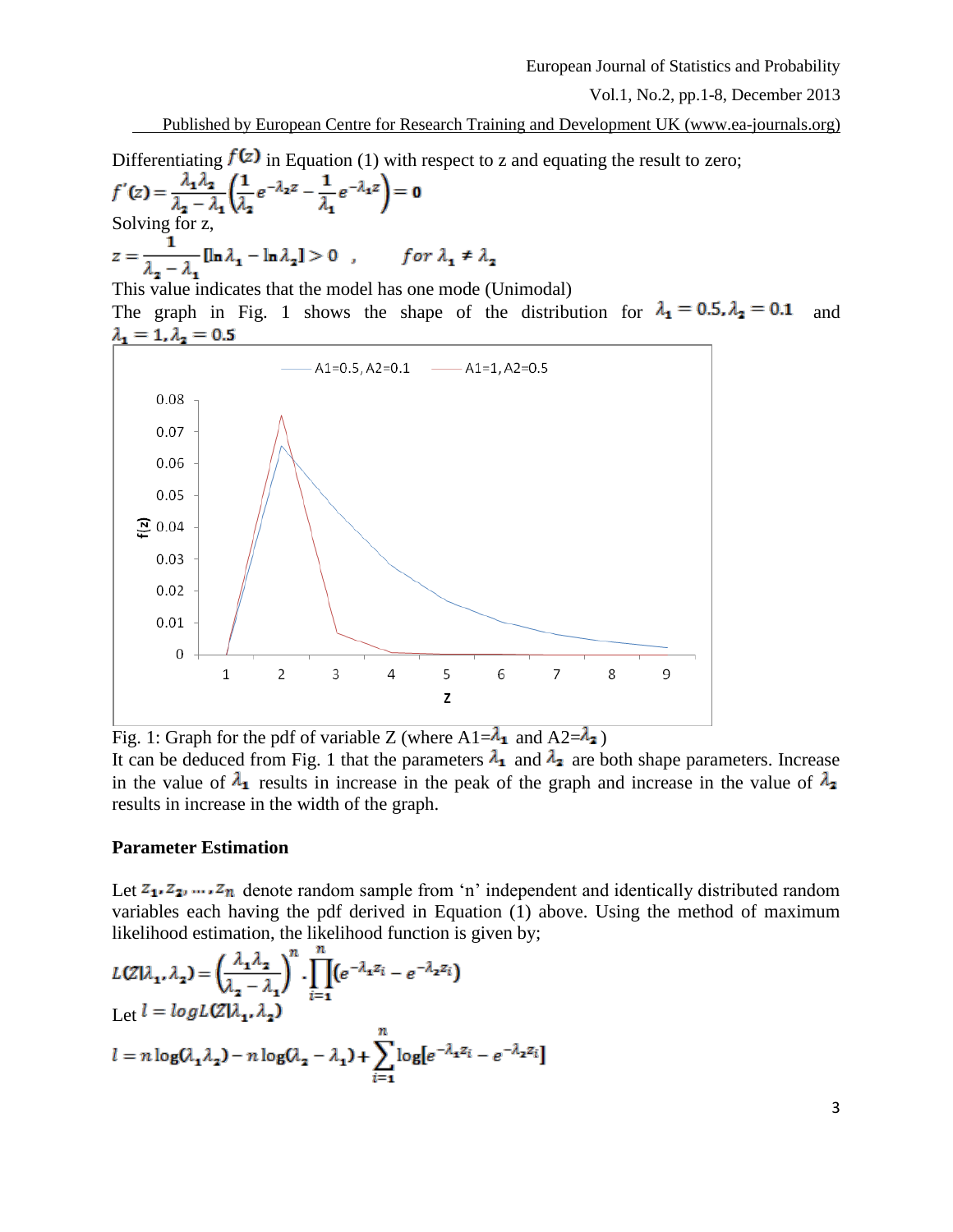Differentiating $f(z)$ in Equation (1) with respect to z and equating the result to zero;

$$f'(z) = \frac{\lambda_1 \lambda_2}{\lambda_2 - \lambda_1}\left(\frac{1}{\lambda_2} e^{-\lambda_2 z} - \frac{1}{\lambda_1} e^{-\lambda_1 z}\right) = 0$$

Solving for z,

$$z = \frac{1}{\lambda_2 - \lambda_1}[\ln \lambda_1 - \ln \lambda_2] > 0 \quad , \qquad for\ \lambda_1 \neq \lambda_2$$

This value indicates that the model has one mode (Unimodal)

The graph in Fig. 1 shows the shape of the distribution for $\lambda_1 = 0.5, \lambda_2 = 0.1$ and $\lambda_1 = 1, \lambda_2 = 0.5$

Fig. 1: Graph for the pdf of variable Z (where A1=$\lambda_1$ and A2=$\lambda_2$)

It can be deduced from Fig. 1 that the parameters $\lambda_1$ and $\lambda_2$ are both shape parameters. Increase in the value of $\lambda_1$ results in increase in the peak of the graph and increase in the value of $\lambda_2$ results in increase in the width of the graph.

**Parameter Estimation**

Let $z_1, z_2, \dots, z_n$ denote random sample from 'n' independent and identically distributed random variables each having the pdf derived in Equation (1) above. Using the method of maximum likelihood estimation, the likelihood function is given by;

$$L(Z|\lambda_1, \lambda_2) = \left(\frac{\lambda_1 \lambda_2}{\lambda_2 - \lambda_1}\right)^n \cdot \prod_{i=1}^{n} \left(e^{-\lambda_1 z_i} - e^{-\lambda_2 z_i}\right)$$

Let $l = log L(Z|\lambda_1, \lambda_2)$

$$l = n \log(\lambda_1 \lambda_2) - n \log(\lambda_2 - \lambda_1) + \sum_{i=1}^{n} \log\left[e^{-\lambda_1 z_i} - e^{-\lambda_2 z_i}\right]$$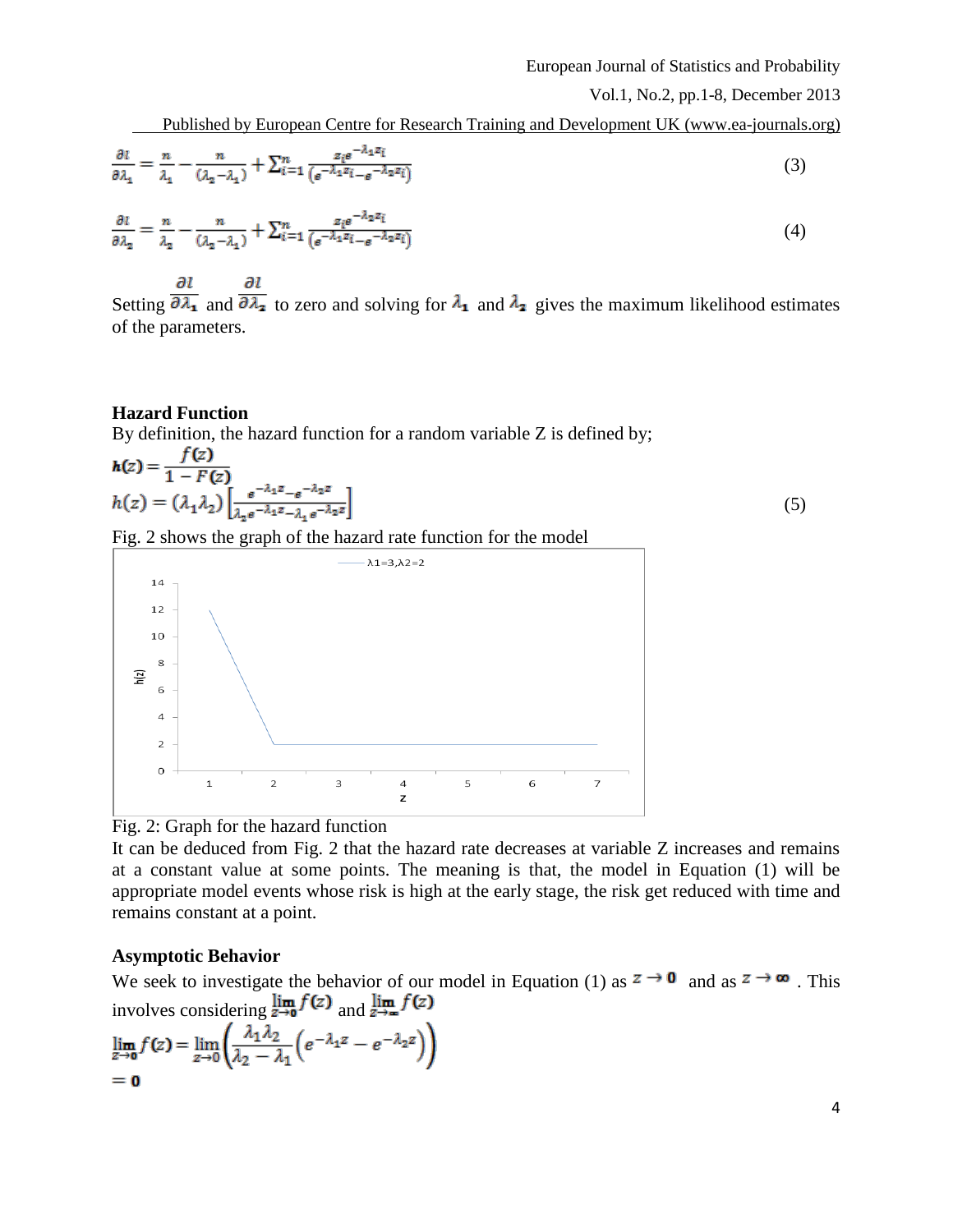$$\frac{\partial l}{\partial \lambda_1} = \frac{n}{\lambda_1} - \frac{n}{(\lambda_2 - \lambda_1)} + \sum_{i=1}^{n} \frac{z_i e^{-\lambda_1 z_i}}{\left(e^{-\lambda_1 z_i} - e^{-\lambda_2 z_i}\right)} \tag{3}$$

$$\frac{\partial l}{\partial \lambda_2} = \frac{n}{\lambda_2} - \frac{n}{(\lambda_2 - \lambda_1)} + \sum_{i=1}^{n} \frac{z_i e^{-\lambda_2 z_i}}{\left(e^{-\lambda_1 z_i} - e^{-\lambda_2 z_i}\right)} \tag{4}$$

Setting $\frac{\partial l}{\partial \lambda_1}$ and $\frac{\partial l}{\partial \lambda_2}$ to zero and solving for $\lambda_1$ and $\lambda_2$ gives the maximum likelihood estimates of the parameters.

**Hazard Function**

By definition, the hazard function for a random variable Z is defined by;

$$h(z) = \frac{f(z)}{1 - F(z)}$$

$$h(z) = (\lambda_1 \lambda_2)\left[\frac{e^{-\lambda_1 z} - e^{-\lambda_2 z}}{\lambda_2 e^{-\lambda_1 z} - \lambda_1 e^{-\lambda_2 z}}\right] \tag{5}$$

Fig. 2 shows the graph of the hazard rate function for the model

Fig. 2: Graph for the hazard function

It can be deduced from Fig. 2 that the hazard rate decreases at variable Z increases and remains at a constant value at some points. The meaning is that, the model in Equation (1) will be appropriate model events whose risk is high at the early stage, the risk get reduced with time and remains constant at a point.

**Asymptotic Behavior**

We seek to investigate the behavior of our model in Equation (1) as $z \to 0$ and as $z \to \infty$. This involves considering $\lim_{z \to 0} f(z)$ and $\lim_{z \to \infty} f(z)$

$$\lim_{z \to 0} f(z) = \lim_{z \to 0}\left(\frac{\lambda_1 \lambda_2}{\lambda_2 - \lambda_1}\left(e^{-\lambda_1 z} - e^{-\lambda_2 z}\right)\right)$$

$$= 0$$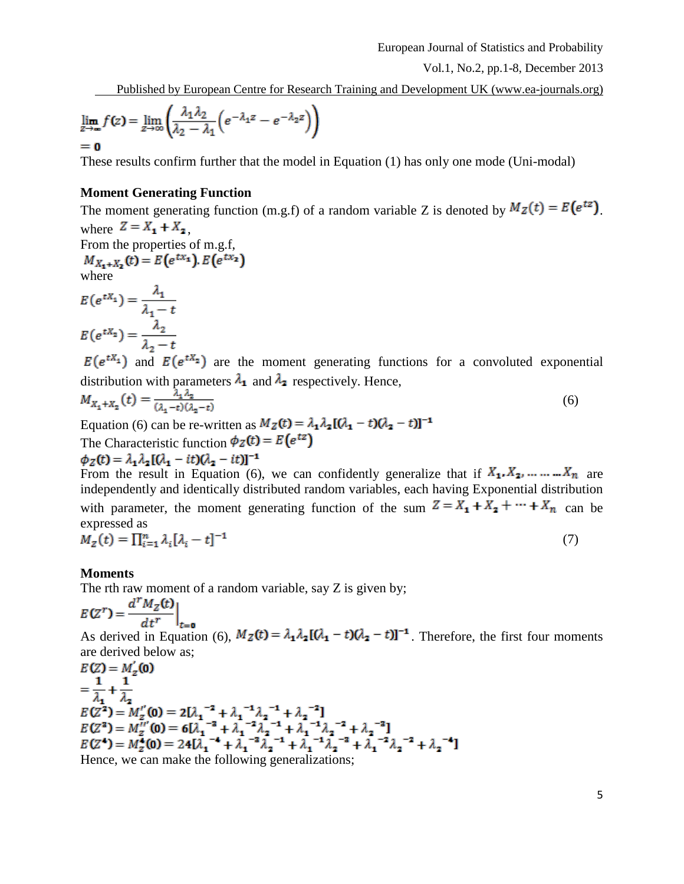$$\lim_{z\to\infty} f(z) = \lim_{z\to\infty}\left(\frac{\lambda_1\lambda_2}{\lambda_2-\lambda_1}\left(e^{-\lambda_1 z}-e^{-\lambda_2 z}\right)\right)$$

$$= 0$$

These results confirm further that the model in Equation (1) has only one mode (Uni-modal)

**Moment Generating Function**

The moment generating function (m.g.f) of a random variable Z is denoted by $M_Z(t) = E(e^{tz})$.

where $Z = X_1 + X_2$,

From the properties of m.g.f,

$$M_{X_1+X_2}(t) = E(e^{tx_1}).E(e^{tx_2})$$

where

$$E(e^{tX_1}) = \frac{\lambda_1}{\lambda_1 - t}$$

$$E(e^{tX_2}) = \frac{\lambda_2}{\lambda_2 - t}$$

$E(e^{tX_1})$ and $E(e^{tX_2})$ are the moment generating functions for a convoluted exponential distribution with parameters $\lambda_1$ and $\lambda_2$ respectively. Hence,

$$M_{X_1+X_2}(t) = \frac{\lambda_1\lambda_2}{(\lambda_1-t)(\lambda_2-t)} \qquad (6)$$

Equation (6) can be re-written as $M_Z(t) = \lambda_1\lambda_2[(\lambda_1 - t)(\lambda_2 - t)]^{-1}$

The Characteristic function $\phi_Z(t) = E(e^{tz})$

$$\phi_Z(t) = \lambda_1\lambda_2[(\lambda_1 - it)(\lambda_2 - it)]^{-1}$$

From the result in Equation (6), we can confidently generalize that if $X_1, X_2, \ldots \ldots X_n$ are independently and identically distributed random variables, each having Exponential distribution with parameter, the moment generating function of the sum $Z = X_1 + X_2 + \cdots + X_n$ can be expressed as

$$M_Z(t) = \prod_{i=1}^{n} \lambda_i[\lambda_i - t]^{-1} \qquad (7)$$

**Moments**

The rth raw moment of a random variable, say Z is given by;

$$E(Z^r) = \left.\frac{d^r M_Z(t)}{dt^r}\right|_{t=0}$$

As derived in Equation (6), $M_Z(t) = \lambda_1\lambda_2[(\lambda_1 - t)(\lambda_2 - t)]^{-1}$. Therefore, the first four moments are derived below as;

$$E(Z) = M_Z'(0)$$

$$= \frac{1}{\lambda_1} + \frac{1}{\lambda_2}$$

$$E(Z^2) = M_Z''(0) = 2[\lambda_1^{-2} + \lambda_1^{-1}\lambda_2^{-1} + \lambda_2^{-2}]$$

$$E(Z^3) = M_Z'''(0) = 6[\lambda_1^{-3} + \lambda_1^{-2}\lambda_2^{-1} + \lambda_1^{-1}\lambda_2^{-2} + \lambda_2^{-3}]$$

$$E(Z^4) = M_Z^4(0) = 24[\lambda_1^{-4} + \lambda_1^{-3}\lambda_2^{-1} + \lambda_1^{-1}\lambda_2^{-3} + \lambda_1^{-2}\lambda_2^{-2} + \lambda_2^{-4}]$$

Hence, we can make the following generalizations;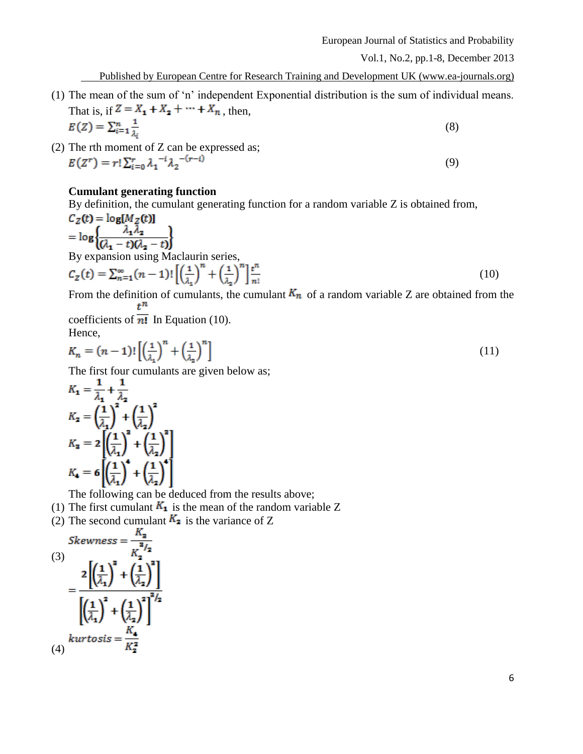(1) The mean of the sum of 'n' independent Exponential distribution is the sum of individual means. That is, if $Z = X_1 + X_2 + \cdots + X_n$, then,

$$E(Z) = \sum_{i=1}^{n} \frac{1}{\lambda_i} \tag{8}$$

(2) The rth moment of Z can be expressed as;

$$E(Z^r) = r! \sum_{i=0}^{r} \lambda_1^{-i} \lambda_2^{-(r-i)} \tag{9}$$

**Cumulant generating function**

By definition, the cumulant generating function for a random variable Z is obtained from,

$$C_Z(t) = \log[M_Z(t)]$$

$$= \log\left\{\frac{\lambda_1 \lambda_2}{(\lambda_1 - t)(\lambda_2 - t)}\right\}$$

By expansion using Maclaurin series,

$$C_Z(t) = \sum_{n=1}^{\infty} (n-1)! \left[\left(\frac{1}{\lambda_1}\right)^n + \left(\frac{1}{\lambda_2}\right)^n\right] \frac{t^n}{n!} \tag{10}$$

From the definition of cumulants, the cumulant $K_n$ of a random variable Z are obtained from the coefficients of $\frac{t^n}{n!}$ In Equation (10).

Hence,

$$K_n = (n-1)! \left[\left(\frac{1}{\lambda_1}\right)^n + \left(\frac{1}{\lambda_2}\right)^n\right] \tag{11}$$

The first four cumulants are given below as;

$$K_1 = \frac{1}{\lambda_1} + \frac{1}{\lambda_2}$$

$$K_2 = \left(\frac{1}{\lambda_1}\right)^2 + \left(\frac{1}{\lambda_2}\right)^2$$

$$K_3 = 2\left[\left(\frac{1}{\lambda_1}\right)^3 + \left(\frac{1}{\lambda_2}\right)^3\right]$$

$$K_4 = 6\left[\left(\frac{1}{\lambda_1}\right)^4 + \left(\frac{1}{\lambda_2}\right)^4\right]$$

The following can be deduced from the results above;

(1) The first cumulant $K_1$ is the mean of the random variable Z

(2) The second cumulant $K_2$ is the variance of Z

(3)
$$Skewness = \frac{K_3}{K_2^{3/2}}$$

$$= \frac{2\left[\left(\frac{1}{\lambda_1}\right)^3 + \left(\frac{1}{\lambda_2}\right)^3\right]}{\left[\left(\frac{1}{\lambda_1}\right)^2 + \left(\frac{1}{\lambda_2}\right)^2\right]^{3/2}}$$

(4)
$$kurtosis = \frac{K_4}{K_2^2}$$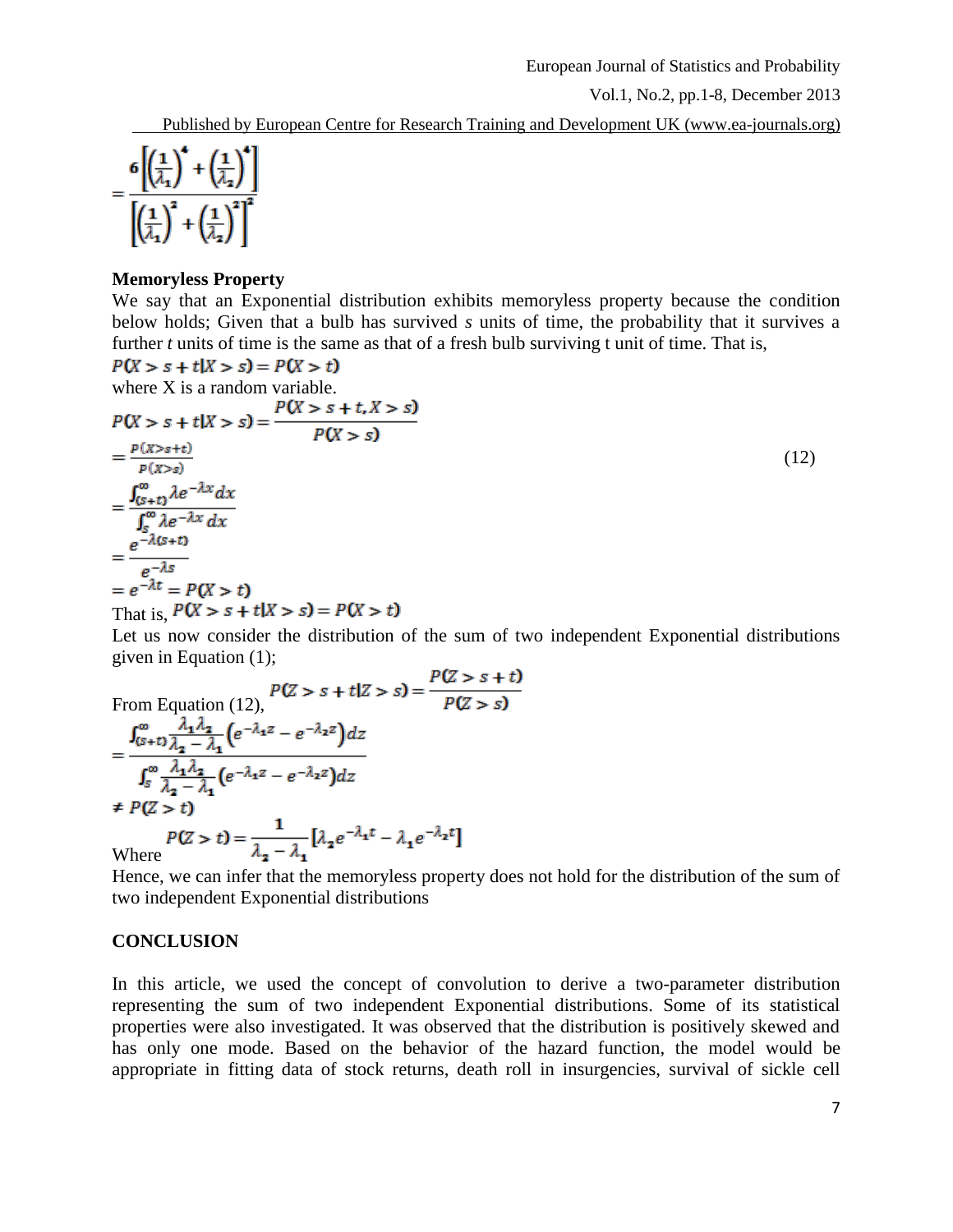$$=\frac{6\left[\left(\frac{1}{\lambda_1}\right)^4+\left(\frac{1}{\lambda_2}\right)^4\right]}{\left[\left(\frac{1}{\lambda_1}\right)^2+\left(\frac{1}{\lambda_2}\right)^2\right]^2}$$

**Memoryless Property**

We say that an Exponential distribution exhibits memoryless property because the condition below holds; Given that a bulb has survived *s* units of time, the probability that it survives a further *t* units of time is the same as that of a fresh bulb surviving t unit of time. That is,

$$P(X > s+t|X > s) = P(X > t)$$

where X is a random variable.

$$P(X > s+t|X > s) = \frac{P(X > s+t, X > s)}{P(X > s)}$$

$$= \frac{P(X > s+t)}{P(X > s)} \tag{12}$$

$$= \frac{\int_{(s+t)}^{\infty} \lambda e^{-\lambda x} dx}{\int_{s}^{\infty} \lambda e^{-\lambda x} dx}$$

$$= \frac{e^{-\lambda(s+t)}}{e^{-\lambda s}}$$

$$= e^{-\lambda t} = P(X > t)$$

That is, $P(X > s+t|X > s) = P(X > t)$

Let us now consider the distribution of the sum of two independent Exponential distributions given in Equation (1);

From Equation (12), $P(Z > s+t|Z > s) = \dfrac{P(Z > s+t)}{P(Z > s)}$

$$= \frac{\int_{(s+t)}^{\infty} \frac{\lambda_1 \lambda_2}{\lambda_2 - \lambda_1}\left(e^{-\lambda_1 z} - e^{-\lambda_2 z}\right) dz}{\int_{s}^{\infty} \frac{\lambda_1 \lambda_2}{\lambda_2 - \lambda_1}\left(e^{-\lambda_1 z} - e^{-\lambda_2 z}\right) dz}$$

$$\neq P(Z > t)$$

Where $P(Z > t) = \dfrac{1}{\lambda_2 - \lambda_1}\left[\lambda_2 e^{-\lambda_1 t} - \lambda_1 e^{-\lambda_2 t}\right]$

Hence, we can infer that the memoryless property does not hold for the distribution of the sum of two independent Exponential distributions

## CONCLUSION

In this article, we used the concept of convolution to derive a two-parameter distribution representing the sum of two independent Exponential distributions. Some of its statistical properties were also investigated. It was observed that the distribution is positively skewed and has only one mode. Based on the behavior of the hazard function, the model would be appropriate in fitting data of stock returns, death roll in insurgencies, survival of sickle cell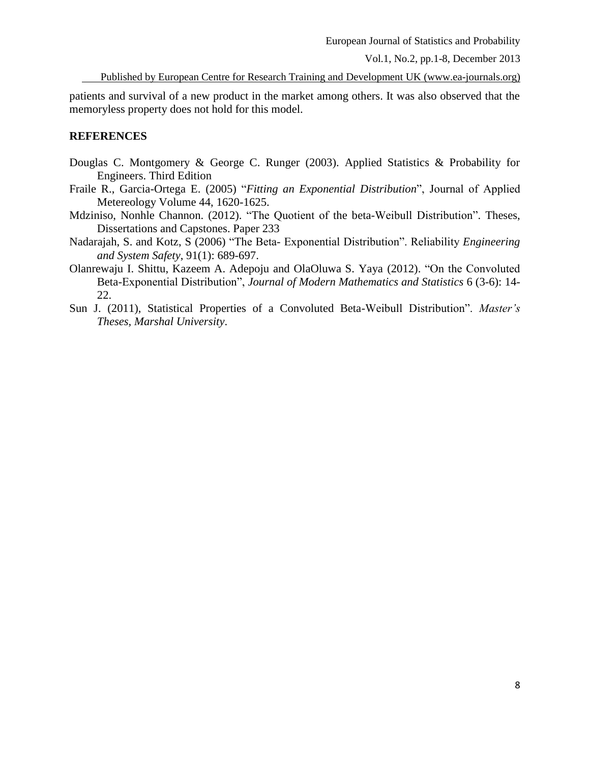patients and survival of a new product in the market among others. It was also observed that the memoryless property does not hold for this model.

## REFERENCES

Douglas C. Montgomery & George C. Runger (2003). Applied Statistics & Probability for Engineers. Third Edition

Fraile R., Garcia-Ortega E. (2005) "*Fitting an Exponential Distribution*", Journal of Applied Metereology Volume 44, 1620-1625.

Mdziniso, Nonhle Channon. (2012). "The Quotient of the beta-Weibull Distribution". Theses, Dissertations and Capstones. Paper 233

Nadarajah, S. and Kotz, S (2006) "The Beta- Exponential Distribution". Reliability *Engineering and System Safety*, 91(1): 689-697.

Olanrewaju I. Shittu, Kazeem A. Adepoju and OlaOluwa S. Yaya (2012). "On the Convoluted Beta-Exponential Distribution", *Journal of Modern Mathematics and Statistics* 6 (3-6): 14-22.

Sun J. (2011), Statistical Properties of a Convoluted Beta-Weibull Distribution". *Master's Theses, Marshal University*.